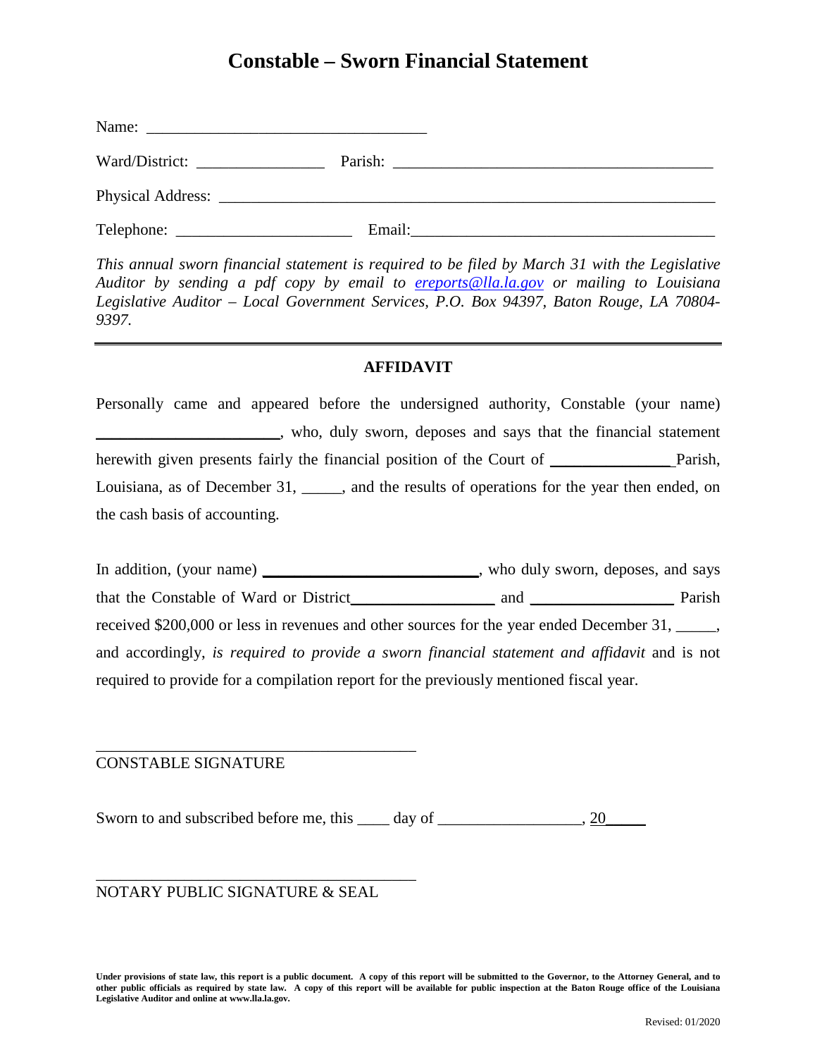# Constable – Sworn Financial Statement

Name: ___________________________________

Ward/District: ________________ Parish: ________________________________________

Physical Address: ______________________________________________________________

Telephone: ______________________ Email:_____________________________________

*This annual sworn financial statement is required to be filed by March 31 with the Legislative Auditor by sending a pdf copy by email to [ereports@lla.la.gov](mailto:ereports@lla.la.gov) or mailing to Louisiana Legislative Auditor – Local Government Services, P.O. Box 94397, Baton Rouge, LA 70804-9397.*

---

## AFFIDAVIT

Personally came and appeared before the undersigned authority, Constable (your name) ______________________, who, duly sworn, deposes and says that the financial statement herewith given presents fairly the financial position of the Court of ______________ Parish, Louisiana, as of December 31, _____, and the results of operations for the year then ended, on the cash basis of accounting.

In addition, (your name) _________________________, who duly sworn, deposes, and says that the Constable of Ward or District_________________ and _________________ Parish received $200,000 or less in revenues and other sources for the year ended December 31, _____, and accordingly, *is required to provide a sworn financial statement and affidavit* and is not required to provide for a compilation report for the previously mentioned fiscal year.

________________________________________

CONSTABLE SIGNATURE

Sworn to and subscribed before me, this ____ day of _________________, 20_____

________________________________________

NOTARY PUBLIC SIGNATURE & SEAL

**Under provisions of state law, this report is a public document. A copy of this report will be submitted to the Governor, to the Attorney General, and to other public officials as required by state law. A copy of this report will be available for public inspection at the Baton Rouge office of the Louisiana Legislative Auditor and online at www.lla.la.gov.**

Revised: 01/2020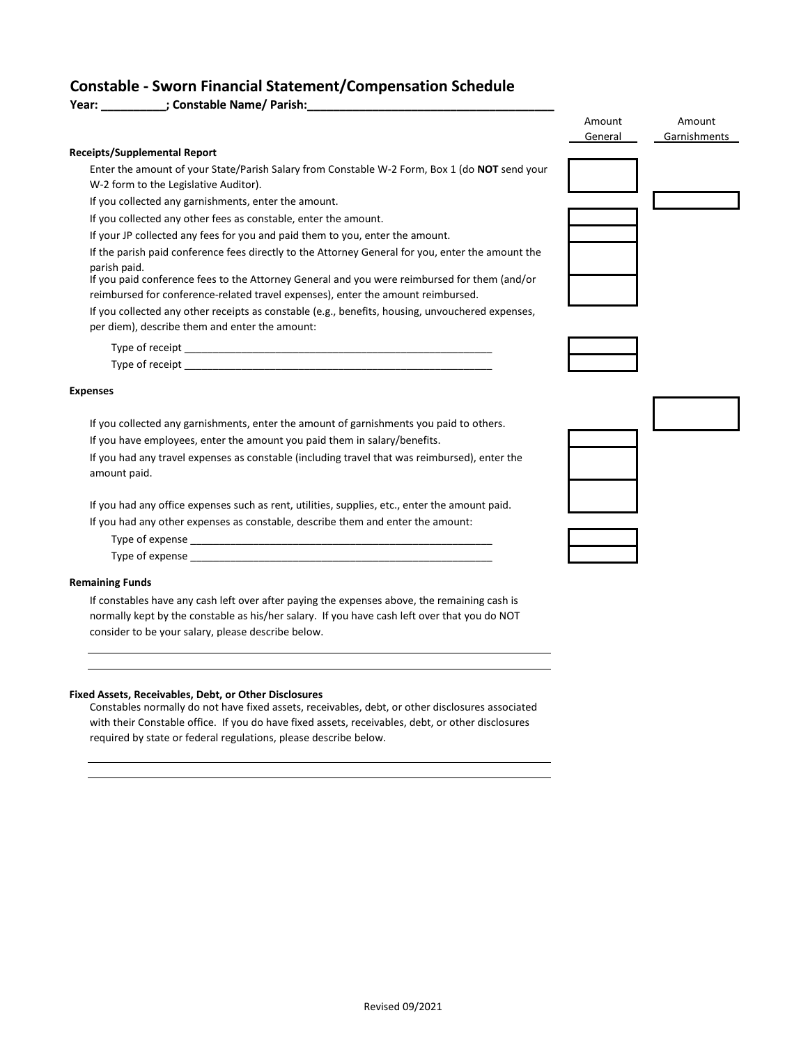# Constable - Sworn Financial Statement/Compensation Schedule

**Year: __________; Constable Name/ Parish:______________________________________**

| | Amount General | Amount Garnishments |
|---|---|---|
| **Receipts/Supplemental Report** | | |
| Enter the amount of your State/Parish Salary from Constable W-2 Form, Box 1 (do **NOT** send your W-2 form to the Legislative Auditor). | | |
| If you collected any garnishments, enter the amount. | | |
| If you collected any other fees as constable, enter the amount. | | |
| If your JP collected any fees for you and paid them to you, enter the amount. | | |
| If the parish paid conference fees directly to the Attorney General for you, enter the amount the parish paid. | | |
| If you paid conference fees to the Attorney General and you were reimbursed for them (and/or reimbursed for conference-related travel expenses), enter the amount reimbursed. | | |
| If you collected any other receipts as constable (e.g., benefits, housing, unvouchered expenses, per diem), describe them and enter the amount: | | |
| Type of receipt _______________________________________________________ | | |
| Type of receipt _______________________________________________________ | | |
| **Expenses** | | |
| If you collected any garnishments, enter the amount of garnishments you paid to others. | | |
| If you have employees, enter the amount you paid them in salary/benefits. | | |
| If you had any travel expenses as constable (including travel that was reimbursed), enter the amount paid. | | |
| If you had any office expenses such as rent, utilities, supplies, etc., enter the amount paid. | | |
| If you had any other expenses as constable, describe them and enter the amount: | | |
| Type of expense _______________________________________________________ | | |
| Type of expense _______________________________________________________ | | |

**Remaining Funds**

If constables have any cash left over after paying the expenses above, the remaining cash is normally kept by the constable as his/her salary. If you have cash left over that you do NOT consider to be your salary, please describe below.

_____________________________________________________________________________

_____________________________________________________________________________

**Fixed Assets, Receivables, Debt, or Other Disclosures**

Constables normally do not have fixed assets, receivables, debt, or other disclosures associated with their Constable office. If you do have fixed assets, receivables, debt, or other disclosures required by state or federal regulations, please describe below.

_____________________________________________________________________________

_____________________________________________________________________________

Revised 09/2021